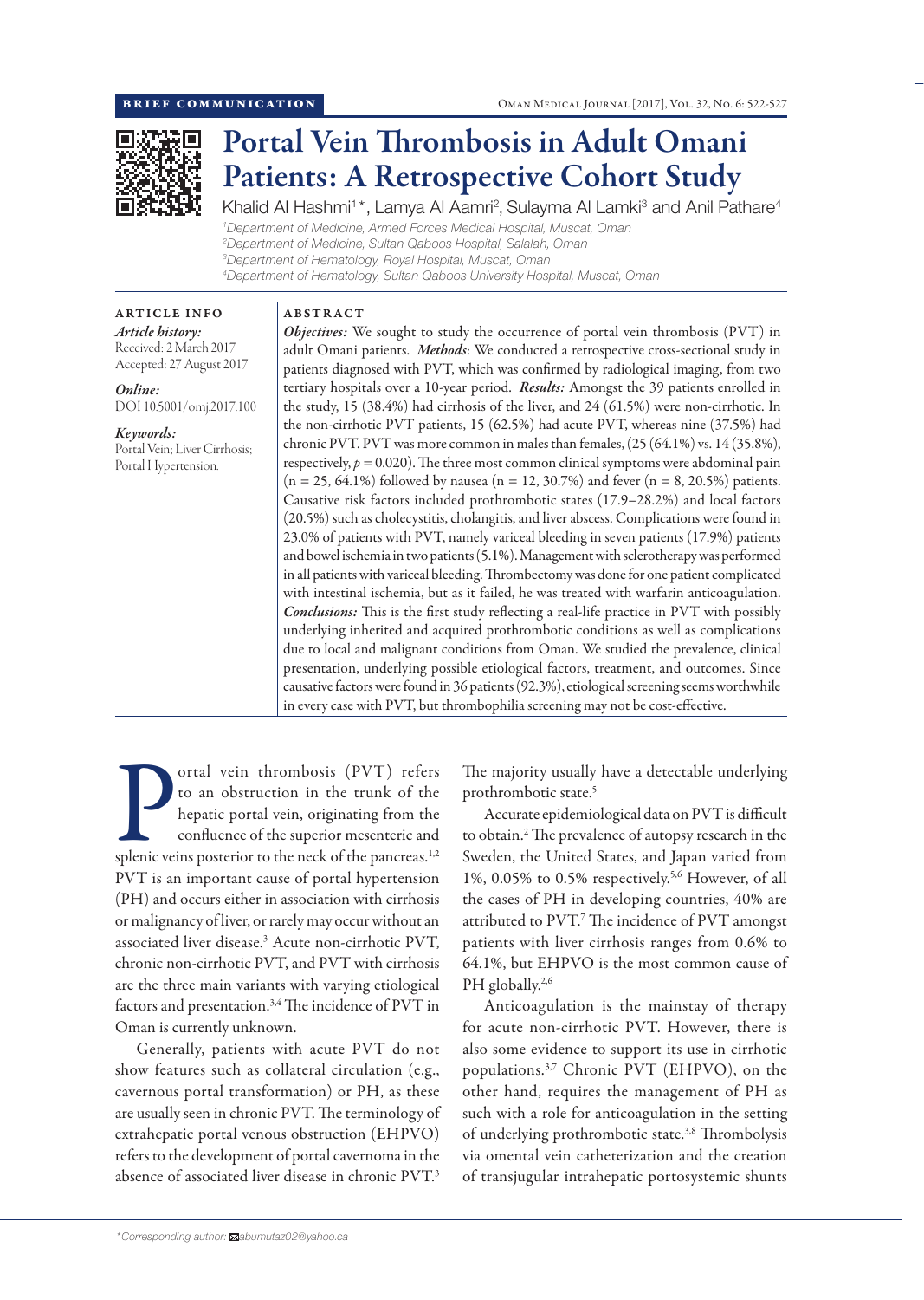BRIEF COMMUNICATION

# Portal Vein Thrombosis in Adult Omani Patients: A Retrospective Cohort Study

Khalid Al Hashmi[1]*, Lamya Al Aamri[2], Sulayma Al Lamki[3] and Anil Pathare[4]

[1]Department of Medicine, Armed Forces Medical Hospital, Muscat, Oman
[2]Department of Medicine, Sultan Qaboos Hospital, Salalah, Oman
[3]Department of Hematology, Royal Hospital, Muscat, Oman
[4]Department of Hematology, Sultan Qaboos University Hospital, Muscat, Oman

**ARTICLE INFO**

*Article history:*
Received: 2 March 2017
Accepted: 27 August 2017

*Online:*
DOI 10.5001/omj.2017.100

*Keywords:*
Portal Vein; Liver Cirrhosis; Portal Hypertension.

**ABSTRACT**

***Objectives:*** We sought to study the occurrence of portal vein thrombosis (PVT) in adult Omani patients. ***Methods***: We conducted a retrospective cross-sectional study in patients diagnosed with PVT, which was confirmed by radiological imaging, from two tertiary hospitals over a 10-year period. ***Results:*** Amongst the 39 patients enrolled in the study, 15 (38.4%) had cirrhosis of the liver, and 24 (61.5%) were non-cirrhotic. In the non-cirrhotic PVT patients, 15 (62.5%) had acute PVT, whereas nine (37.5%) had chronic PVT. PVT was more common in males than females, (25 (64.1%) vs. 14 (35.8%), respectively, $p = 0.020$). The three most common clinical symptoms were abdominal pain (n = 25, 64.1%) followed by nausea (n = 12, 30.7%) and fever (n = 8, 20.5%) patients. Causative risk factors included prothrombotic states (17.9–28.2%) and local factors (20.5%) such as cholecystitis, cholangitis, and liver abscess. Complications were found in 23.0% of patients with PVT, namely variceal bleeding in seven patients (17.9%) patients and bowel ischemia in two patients (5.1%). Management with sclerotherapy was performed in all patients with variceal bleeding. Thrombectomy was done for one patient complicated with intestinal ischemia, but as it failed, he was treated with warfarin anticoagulation. ***Conclusions:*** This is the first study reflecting a real-life practice in PVT with possibly underlying inherited and acquired prothrombotic conditions as well as complications due to local and malignant conditions from Oman. We studied the prevalence, clinical presentation, underlying possible etiological factors, treatment, and outcomes. Since causative factors were found in 36 patients (92.3%), etiological screening seems worthwhile in every case with PVT, but thrombophilia screening may not be cost-effective.

Portal vein thrombosis (PVT) refers to an obstruction in the trunk of the hepatic portal vein, originating from the confluence of the superior mesenteric and splenic veins posterior to the neck of the pancreas.[1,2] PVT is an important cause of portal hypertension (PH) and occurs either in association with cirrhosis or malignancy of liver, or rarely may occur without an associated liver disease.[3] Acute non-cirrhotic PVT, chronic non-cirrhotic PVT, and PVT with cirrhosis are the three main variants with varying etiological factors and presentation.[3,4] The incidence of PVT in Oman is currently unknown.

Generally, patients with acute PVT do not show features such as collateral circulation (e.g., cavernous portal transformation) or PH, as these are usually seen in chronic PVT. The terminology of extrahepatic portal venous obstruction (EHPVO) refers to the development of portal cavernoma in the absence of associated liver disease in chronic PVT.[3] The majority usually have a detectable underlying prothrombotic state.[5]

Accurate epidemiological data on PVT is difficult to obtain.[2] The prevalence of autopsy research in the Sweden, the United States, and Japan varied from 1%, 0.05% to 0.5% respectively.[5,6] However, of all the cases of PH in developing countries, 40% are attributed to PVT.[7] The incidence of PVT amongst patients with liver cirrhosis ranges from 0.6% to 64.1%, but EHPVO is the most common cause of PH globally.[2,6]

Anticoagulation is the mainstay of therapy for acute non-cirrhotic PVT. However, there is also some evidence to support its use in cirrhotic populations.[3,7] Chronic PVT (EHPVO), on the other hand, requires the management of PH as such with a role for anticoagulation in the setting of underlying prothrombotic state.[3,8] Thrombolysis via omental vein catheterization and the creation of transjugular intrahepatic portosystemic shunts

*Corresponding author: abumutaz02@yahoo.ca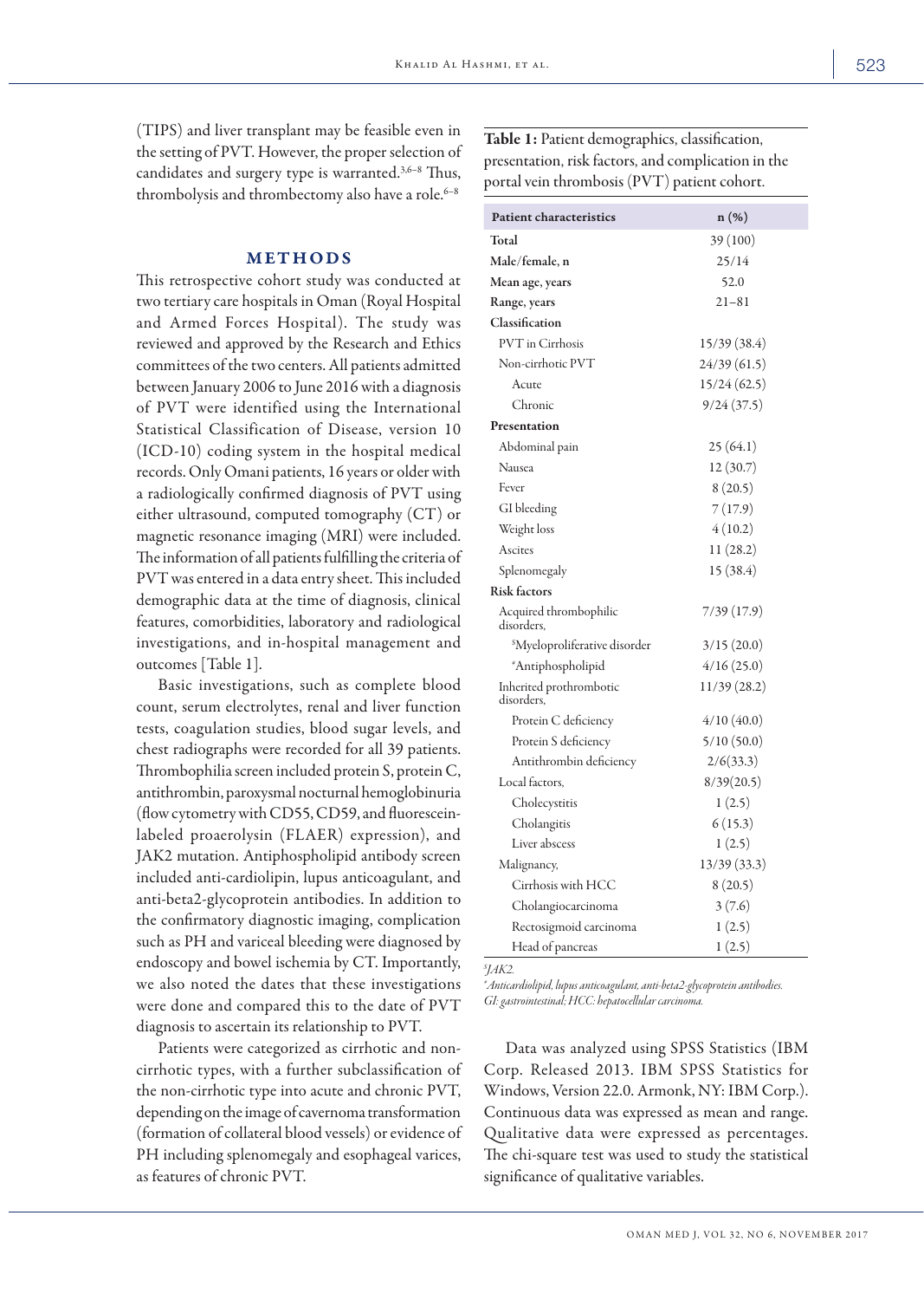(TIPS) and liver transplant may be feasible even in the setting of PVT. However, the proper selection of candidates and surgery type is warranted.[3,6–8] Thus, thrombolysis and thrombectomy also have a role.[6–8]

## METHODS

This retrospective cohort study was conducted at two tertiary care hospitals in Oman (Royal Hospital and Armed Forces Hospital). The study was reviewed and approved by the Research and Ethics committees of the two centers. All patients admitted between January 2006 to June 2016 with a diagnosis of PVT were identified using the International Statistical Classification of Disease, version 10 (ICD-10) coding system in the hospital medical records. Only Omani patients, 16 years or older with a radiologically confirmed diagnosis of PVT using either ultrasound, computed tomography (CT) or magnetic resonance imaging (MRI) were included. The information of all patients fulfilling the criteria of PVT was entered in a data entry sheet. This included demographic data at the time of diagnosis, clinical features, comorbidities, laboratory and radiological investigations, and in-hospital management and outcomes [Table 1].

Basic investigations, such as complete blood count, serum electrolytes, renal and liver function tests, coagulation studies, blood sugar levels, and chest radiographs were recorded for all 39 patients. Thrombophilia screen included protein S, protein C, antithrombin, paroxysmal nocturnal hemoglobinuria (flow cytometry with CD55, CD59, and fluorescein-labeled proaerolysin (FLAER) expression), and JAK2 mutation. Antiphospholipid antibody screen included anti-cardiolipin, lupus anticoagulant, and anti-beta2-glycoprotein antibodies. In addition to the confirmatory diagnostic imaging, complication such as PH and variceal bleeding were diagnosed by endoscopy and bowel ischemia by CT. Importantly, we also noted the dates that these investigations were done and compared this to the date of PVT diagnosis to ascertain its relationship to PVT.

Patients were categorized as cirrhotic and non-cirrhotic types, with a further subclassification of the non-cirrhotic type into acute and chronic PVT, depending on the image of cavernoma transformation (formation of collateral blood vessels) or evidence of PH including splenomegaly and esophageal varices, as features of chronic PVT.

**Table 1:** Patient demographics, classification, presentation, risk factors, and complication in the portal vein thrombosis (PVT) patient cohort.

| Patient characteristics | n (%) |
|---|---|
| **Total** | 39 (100) |
| **Male/female, n** | 25/14 |
| **Mean age, years** | 52.0 |
| **Range, years** | 21–81 |
| **Classification** | |
| PVT in Cirrhosis | 15/39 (38.4) |
| Non-cirrhotic PVT | 24/39 (61.5) |
| Acute | 15/24 (62.5) |
| Chronic | 9/24 (37.5) |
| **Presentation** | |
| Abdominal pain | 25 (64.1) |
| Nausea | 12 (30.7) |
| Fever | 8 (20.5) |
| GI bleeding | 7 (17.9) |
| Weight loss | 4 (10.2) |
| Ascites | 11 (28.2) |
| Splenomegaly | 15 (38.4) |
| **Risk factors** | |
| Acquired thrombophilic disorders, | 7/39 (17.9) |
| [$]Myeloproliferative disorder | 3/15 (20.0) |
| [*]Antiphospholipid | 4/16 (25.0) |
| Inherited prothrombotic disorders, | 11/39 (28.2) |
| Protein C deficiency | 4/10 (40.0) |
| Protein S deficiency | 5/10 (50.0) |
| Antithrombin deficiency | 2/6 (33.3) |
| Local factors, | 8/39 (20.5) |
| Cholecystitis | 1 (2.5) |
| Cholangitis | 6 (15.3) |
| Liver abscess | 1 (2.5) |
| Malignancy, | 13/39 (33.3) |
| Cirrhosis with HCC | 8 (20.5) |
| Cholangiocarcinoma | 3 (7.6) |
| Rectosigmoid carcinoma | 1 (2.5) |
| Head of pancreas | 1 (2.5) |

[$]*JAK2.*
[*]*Anticardiolipid, lupus anticoagulant, anti-beta2-glycoprotein antibodies.*
*GI: gastrointestinal; HCC: hepatocellular carcinoma.*

Data was analyzed using SPSS Statistics (IBM Corp. Released 2013. IBM SPSS Statistics for Windows, Version 22.0. Armonk, NY: IBM Corp.). Continuous data was expressed as mean and range. Qualitative data were expressed as percentages. The chi-square test was used to study the statistical significance of qualitative variables.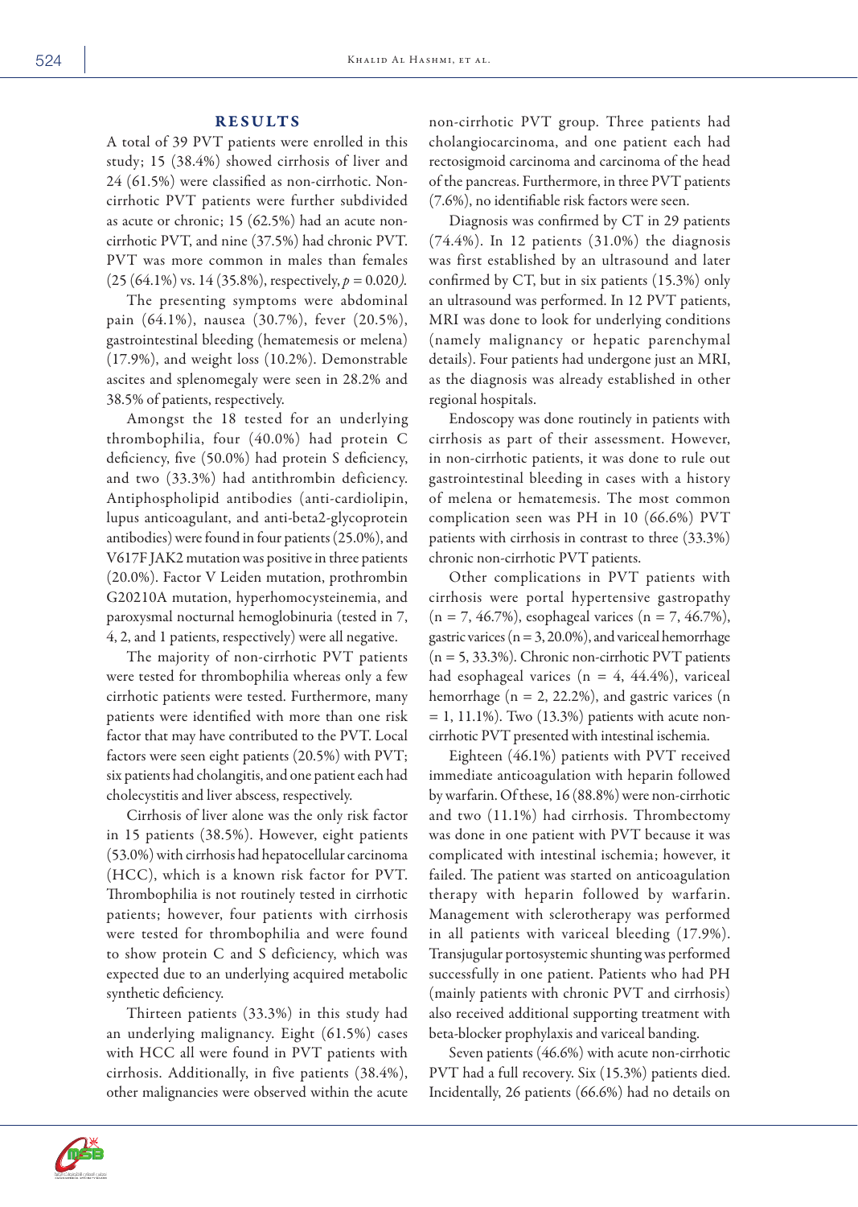## RESULTS

A total of 39 PVT patients were enrolled in this study; 15 (38.4%) showed cirrhosis of liver and 24 (61.5%) were classified as non-cirrhotic. Non-cirrhotic PVT patients were further subdivided as acute or chronic; 15 (62.5%) had an acute non-cirrhotic PVT, and nine (37.5%) had chronic PVT. PVT was more common in males than females (25 (64.1%) vs. 14 (35.8%), respectively, $p = 0.020$).

The presenting symptoms were abdominal pain (64.1%), nausea (30.7%), fever (20.5%), gastrointestinal bleeding (hematemesis or melena) (17.9%), and weight loss (10.2%). Demonstrable ascites and splenomegaly were seen in 28.2% and 38.5% of patients, respectively.

Amongst the 18 tested for an underlying thrombophilia, four (40.0%) had protein C deficiency, five (50.0%) had protein S deficiency, and two (33.3%) had antithrombin deficiency. Antiphospholipid antibodies (anti-cardiolipin, lupus anticoagulant, and anti-beta2-glycoprotein antibodies) were found in four patients (25.0%), and V617F JAK2 mutation was positive in three patients (20.0%). Factor V Leiden mutation, prothrombin G20210A mutation, hyperhomocysteinemia, and paroxysmal nocturnal hemoglobinuria (tested in 7, 4, 2, and 1 patients, respectively) were all negative.

The majority of non-cirrhotic PVT patients were tested for thrombophilia whereas only a few cirrhotic patients were tested. Furthermore, many patients were identified with more than one risk factor that may have contributed to the PVT. Local factors were seen eight patients (20.5%) with PVT; six patients had cholangitis, and one patient each had cholecystitis and liver abscess, respectively.

Cirrhosis of liver alone was the only risk factor in 15 patients (38.5%). However, eight patients (53.0%) with cirrhosis had hepatocellular carcinoma (HCC), which is a known risk factor for PVT. Thrombophilia is not routinely tested in cirrhotic patients; however, four patients with cirrhosis were tested for thrombophilia and were found to show protein C and S deficiency, which was expected due to an underlying acquired metabolic synthetic deficiency.

Thirteen patients (33.3%) in this study had an underlying malignancy. Eight (61.5%) cases with HCC all were found in PVT patients with cirrhosis. Additionally, in five patients (38.4%), other malignancies were observed within the acute non-cirrhotic PVT group. Three patients had cholangiocarcinoma, and one patient each had rectosigmoid carcinoma and carcinoma of the head of the pancreas. Furthermore, in three PVT patients (7.6%), no identifiable risk factors were seen.

Diagnosis was confirmed by CT in 29 patients (74.4%). In 12 patients (31.0%) the diagnosis was first established by an ultrasound and later confirmed by CT, but in six patients (15.3%) only an ultrasound was performed. In 12 PVT patients, MRI was done to look for underlying conditions (namely malignancy or hepatic parenchymal details). Four patients had undergone just an MRI, as the diagnosis was already established in other regional hospitals.

Endoscopy was done routinely in patients with cirrhosis as part of their assessment. However, in non-cirrhotic patients, it was done to rule out gastrointestinal bleeding in cases with a history of melena or hematemesis. The most common complication seen was PH in 10 (66.6%) PVT patients with cirrhosis in contrast to three (33.3%) chronic non-cirrhotic PVT patients.

Other complications in PVT patients with cirrhosis were portal hypertensive gastropathy (n = 7, 46.7%), esophageal varices (n = 7, 46.7%), gastric varices (n = 3, 20.0%), and variceal hemorrhage (n = 5, 33.3%). Chronic non-cirrhotic PVT patients had esophageal varices (n = 4, 44.4%), variceal hemorrhage (n = 2, 22.2%), and gastric varices (n = 1, 11.1%). Two (13.3%) patients with acute non-cirrhotic PVT presented with intestinal ischemia.

Eighteen (46.1%) patients with PVT received immediate anticoagulation with heparin followed by warfarin. Of these, 16 (88.8%) were non-cirrhotic and two (11.1%) had cirrhosis. Thrombectomy was done in one patient with PVT because it was complicated with intestinal ischemia; however, it failed. The patient was started on anticoagulation therapy with heparin followed by warfarin. Management with sclerotherapy was performed in all patients with variceal bleeding (17.9%). Transjugular portosystemic shunting was performed successfully in one patient. Patients who had PH (mainly patients with chronic PVT and cirrhosis) also received additional supporting treatment with beta-blocker prophylaxis and variceal banding.

Seven patients (46.6%) with acute non-cirrhotic PVT had a full recovery. Six (15.3%) patients died. Incidentally, 26 patients (66.6%) had no details on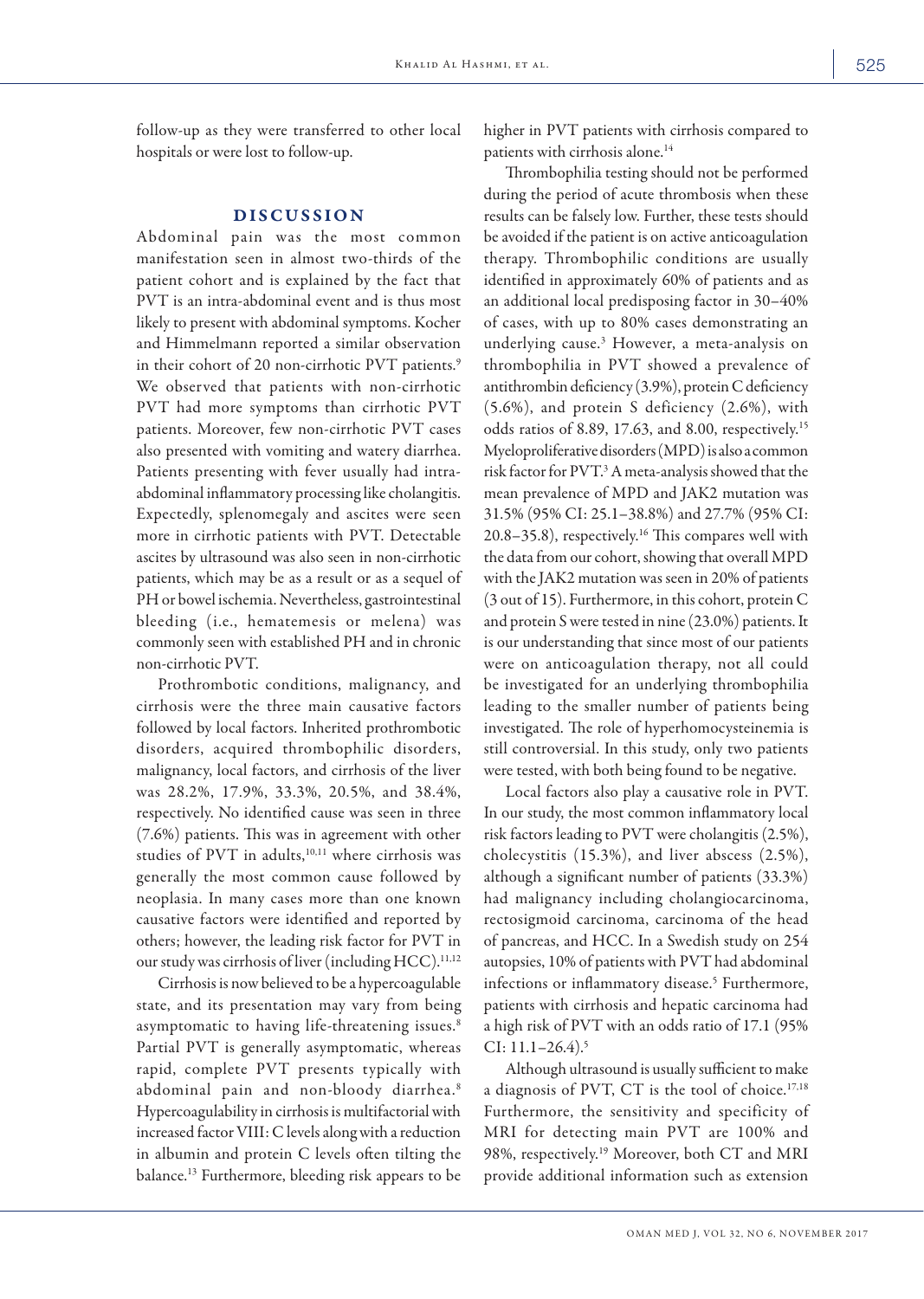follow-up as they were transferred to other local hospitals or were lost to follow-up.

## DISCUSSION

Abdominal pain was the most common manifestation seen in almost two-thirds of the patient cohort and is explained by the fact that PVT is an intra-abdominal event and is thus most likely to present with abdominal symptoms. Kocher and Himmelmann reported a similar observation in their cohort of 20 non-cirrhotic PVT patients.[9] We observed that patients with non-cirrhotic PVT had more symptoms than cirrhotic PVT patients. Moreover, few non-cirrhotic PVT cases also presented with vomiting and watery diarrhea. Patients presenting with fever usually had intra-abdominal inflammatory processing like cholangitis. Expectedly, splenomegaly and ascites were seen more in cirrhotic patients with PVT. Detectable ascites by ultrasound was also seen in non-cirrhotic patients, which may be as a result or as a sequel of PH or bowel ischemia. Nevertheless, gastrointestinal bleeding (i.e., hematemesis or melena) was commonly seen with established PH and in chronic non-cirrhotic PVT.

Prothrombotic conditions, malignancy, and cirrhosis were the three main causative factors followed by local factors. Inherited prothrombotic disorders, acquired thrombophilic disorders, malignancy, local factors, and cirrhosis of the liver was 28.2%, 17.9%, 33.3%, 20.5%, and 38.4%, respectively. No identified cause was seen in three (7.6%) patients. This was in agreement with other studies of PVT in adults,[10,11] where cirrhosis was generally the most common cause followed by neoplasia. In many cases more than one known causative factors were identified and reported by others; however, the leading risk factor for PVT in our study was cirrhosis of liver (including HCC).[11,12]

Cirrhosis is now believed to be a hypercoagulable state, and its presentation may vary from being asymptomatic to having life-threatening issues.[8] Partial PVT is generally asymptomatic, whereas rapid, complete PVT presents typically with abdominal pain and non-bloody diarrhea.[8] Hypercoagulability in cirrhosis is multifactorial with increased factor VIII: C levels along with a reduction in albumin and protein C levels often tilting the balance.[13] Furthermore, bleeding risk appears to be higher in PVT patients with cirrhosis compared to patients with cirrhosis alone.[14]

Thrombophilia testing should not be performed during the period of acute thrombosis when these results can be falsely low. Further, these tests should be avoided if the patient is on active anticoagulation therapy. Thrombophilic conditions are usually identified in approximately 60% of patients and as an additional local predisposing factor in 30–40% of cases, with up to 80% cases demonstrating an underlying cause.[3] However, a meta-analysis on thrombophilia in PVT showed a prevalence of antithrombin deficiency (3.9%), protein C deficiency (5.6%), and protein S deficiency (2.6%), with odds ratios of 8.89, 17.63, and 8.00, respectively.[15] Myeloproliferative disorders (MPD) is also a common risk factor for PVT.[3] A meta-analysis showed that the mean prevalence of MPD and JAK2 mutation was 31.5% (95% CI: 25.1–38.8%) and 27.7% (95% CI: 20.8–35.8), respectively.[16] This compares well with the data from our cohort, showing that overall MPD with the JAK2 mutation was seen in 20% of patients (3 out of 15). Furthermore, in this cohort, protein C and protein S were tested in nine (23.0%) patients. It is our understanding that since most of our patients were on anticoagulation therapy, not all could be investigated for an underlying thrombophilia leading to the smaller number of patients being investigated. The role of hyperhomocysteinemia is still controversial. In this study, only two patients were tested, with both being found to be negative.

Local factors also play a causative role in PVT. In our study, the most common inflammatory local risk factors leading to PVT were cholangitis (2.5%), cholecystitis (15.3%), and liver abscess (2.5%), although a significant number of patients (33.3%) had malignancy including cholangiocarcinoma, rectosigmoid carcinoma, carcinoma of the head of pancreas, and HCC. In a Swedish study on 254 autopsies, 10% of patients with PVT had abdominal infections or inflammatory disease.[5] Furthermore, patients with cirrhosis and hepatic carcinoma had a high risk of PVT with an odds ratio of 17.1 (95% CI: 11.1–26.4).[5]

Although ultrasound is usually sufficient to make a diagnosis of PVT, CT is the tool of choice.[17,18] Furthermore, the sensitivity and specificity of MRI for detecting main PVT are 100% and 98%, respectively.[19] Moreover, both CT and MRI provide additional information such as extension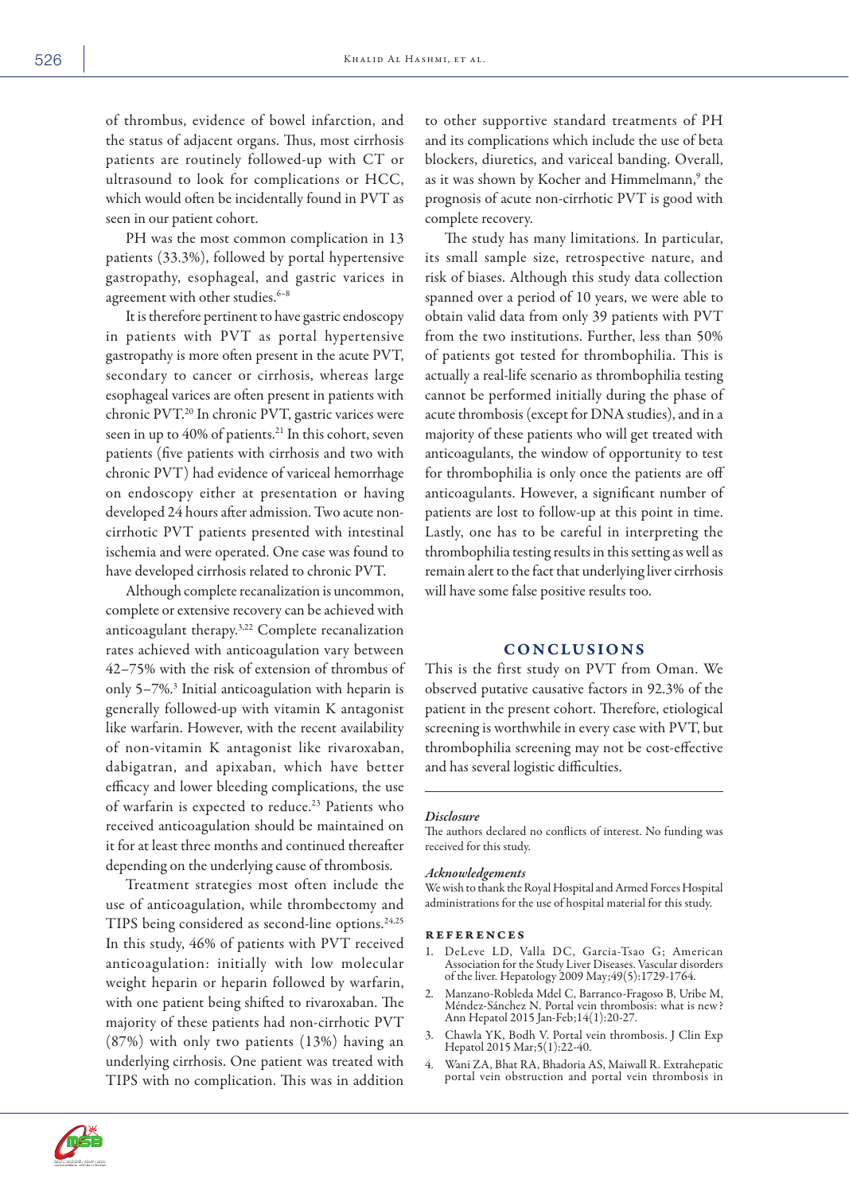of thrombus, evidence of bowel infarction, and the status of adjacent organs. Thus, most cirrhosis patients are routinely followed-up with CT or ultrasound to look for complications or HCC, which would often be incidentally found in PVT as seen in our patient cohort.

PH was the most common complication in 13 patients (33.3%), followed by portal hypertensive gastropathy, esophageal, and gastric varices in agreement with other studies.[6–8]

It is therefore pertinent to have gastric endoscopy in patients with PVT as portal hypertensive gastropathy is more often present in the acute PVT, secondary to cancer or cirrhosis, whereas large esophageal varices are often present in patients with chronic PVT.[20] In chronic PVT, gastric varices were seen in up to 40% of patients.[21] In this cohort, seven patients (five patients with cirrhosis and two with chronic PVT) had evidence of variceal hemorrhage on endoscopy either at presentation or having developed 24 hours after admission. Two acute non-cirrhotic PVT patients presented with intestinal ischemia and were operated. One case was found to have developed cirrhosis related to chronic PVT.

Although complete recanalization is uncommon, complete or extensive recovery can be achieved with anticoagulant therapy.[3,22] Complete recanalization rates achieved with anticoagulation vary between 42–75% with the risk of extension of thrombus of only 5–7%.[3] Initial anticoagulation with heparin is generally followed-up with vitamin K antagonist like warfarin. However, with the recent availability of non-vitamin K antagonist like rivaroxaban, dabigatran, and apixaban, which have better efficacy and lower bleeding complications, the use of warfarin is expected to reduce.[23] Patients who received anticoagulation should be maintained on it for at least three months and continued thereafter depending on the underlying cause of thrombosis.

Treatment strategies most often include the use of anticoagulation, while thrombectomy and TIPS being considered as second-line options.[24,25] In this study, 46% of patients with PVT received anticoagulation: initially with low molecular weight heparin or heparin followed by warfarin, with one patient being shifted to rivaroxaban. The majority of these patients had non-cirrhotic PVT (87%) with only two patients (13%) having an underlying cirrhosis. One patient was treated with TIPS with no complication. This was in addition to other supportive standard treatments of PH and its complications which include the use of beta blockers, diuretics, and variceal banding. Overall, as it was shown by Kocher and Himmelmann,[9] the prognosis of acute non-cirrhotic PVT is good with complete recovery.

The study has many limitations. In particular, its small sample size, retrospective nature, and risk of biases. Although this study data collection spanned over a period of 10 years, we were able to obtain valid data from only 39 patients with PVT from the two institutions. Further, less than 50% of patients got tested for thrombophilia. This is actually a real-life scenario as thrombophilia testing cannot be performed initially during the phase of acute thrombosis (except for DNA studies), and in a majority of these patients who will get treated with anticoagulants, the window of opportunity to test for thrombophilia is only once the patients are off anticoagulants. However, a significant number of patients are lost to follow-up at this point in time. Lastly, one has to be careful in interpreting the thrombophilia testing results in this setting as well as remain alert to the fact that underlying liver cirrhosis will have some false positive results too.

## CONCLUSIONS

This is the first study on PVT from Oman. We observed putative causative factors in 92.3% of the patient in the present cohort. Therefore, etiological screening is worthwhile in every case with PVT, but thrombophilia screening may not be cost-effective and has several logistic difficulties.

*Disclosure*

The authors declared no conflicts of interest. No funding was received for this study.

*Acknowledgements*

We wish to thank the Royal Hospital and Armed Forces Hospital administrations for the use of hospital material for this study.

### REFERENCES

1. DeLeve LD, Valla DC, Garcia-Tsao G; American Association for the Study Liver Diseases. Vascular disorders of the liver. Hepatology 2009 May;49(5):1729-1764.
2. Manzano-Robleda Mdel C, Barranco-Fragoso B, Uribe M, Méndez-Sánchez N. Portal vein thrombosis: what is new? Ann Hepatol 2015 Jan-Feb;14(1):20-27.
3. Chawla YK, Bodh V. Portal vein thrombosis. J Clin Exp Hepatol 2015 Mar;5(1):22-40.
4. Wani ZA, Bhat RA, Bhadoria AS, Maiwall R. Extrahepatic portal vein obstruction and portal vein thrombosis in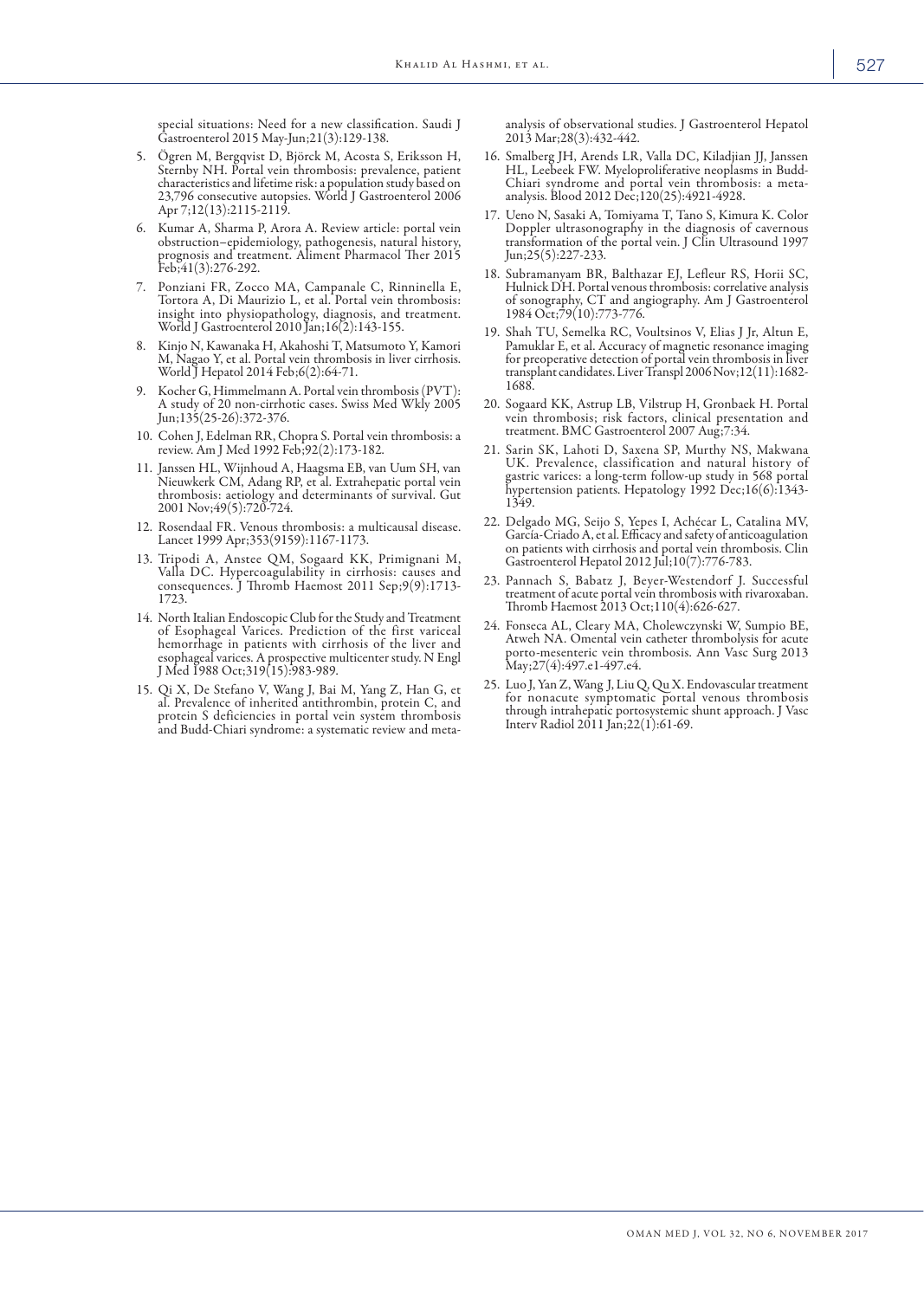special situations: Need for a new classification. Saudi J Gastroenterol 2015 May-Jun;21(3):129-138.

5. Ögren M, Bergqvist D, Björck M, Acosta S, Eriksson H, Sternby NH. Portal vein thrombosis: prevalence, patient characteristics and lifetime risk: a population study based on 23,796 consecutive autopsies. World J Gastroenterol 2006 Apr 7;12(13):2115-2119.
6. Kumar A, Sharma P, Arora A. Review article: portal vein obstruction–epidemiology, pathogenesis, natural history, prognosis and treatment. Aliment Pharmacol Ther 2015 Feb;41(3):276-292.
7. Ponziani FR, Zocco MA, Campanale C, Rinninella E, Tortora A, Di Maurizio L, et al. Portal vein thrombosis: insight into physiopathology, diagnosis, and treatment. World J Gastroenterol 2010 Jan;16(2):143-155.
8. Kinjo N, Kawanaka H, Akahoshi T, Matsumoto Y, Kamori M, Nagao Y, et al. Portal vein thrombosis in liver cirrhosis. World J Hepatol 2014 Feb;6(2):64-71.
9. Kocher G, Himmelmann A. Portal vein thrombosis (PVT): A study of 20 non-cirrhotic cases. Swiss Med Wkly 2005 Jun;135(25-26):372-376.
10. Cohen J, Edelman RR, Chopra S. Portal vein thrombosis: a review. Am J Med 1992 Feb;92(2):173-182.
11. Janssen HL, Wijnhoud A, Haagsma EB, van Uum SH, van Nieuwkerk CM, Adang RP, et al. Extrahepatic portal vein thrombosis: aetiology and determinants of survival. Gut 2001 Nov;49(5):720-724.
12. Rosendaal FR. Venous thrombosis: a multicausal disease. Lancet 1999 Apr;353(9159):1167-1173.
13. Tripodi A, Anstee QM, Sogaard KK, Primignani M, Valla DC. Hypercoagulability in cirrhosis: causes and consequences. J Thromb Haemost 2011 Sep;9(9):1713-1723.
14. North Italian Endoscopic Club for the Study and Treatment of Esophageal Varices. Prediction of the first variceal hemorrhage in patients with cirrhosis of the liver and esophageal varices. A prospective multicenter study. N Engl J Med 1988 Oct;319(15):983-989.
15. Qi X, De Stefano V, Wang J, Bai M, Yang Z, Han G, et al. Prevalence of inherited antithrombin, protein C, and protein S deficiencies in portal vein system thrombosis and Budd-Chiari syndrome: a systematic review and meta-analysis of observational studies. J Gastroenterol Hepatol 2013 Mar;28(3):432-442.
16. Smalberg JH, Arends LR, Valla DC, Kiladjian JJ, Janssen HL, Leebeek FW. Myeloproliferative neoplasms in Budd-Chiari syndrome and portal vein thrombosis: a meta-analysis. Blood 2012 Dec;120(25):4921-4928.
17. Ueno N, Sasaki A, Tomiyama T, Tano S, Kimura K. Color Doppler ultrasonography in the diagnosis of cavernous transformation of the portal vein. J Clin Ultrasound 1997 Jun;25(5):227-233.
18. Subramanyam BR, Balthazar EJ, Lefleur RS, Horii SC, Hulnick DH. Portal venous thrombosis: correlative analysis of sonography, CT and angiography. Am J Gastroenterol 1984 Oct;79(10):773-776.
19. Shah TU, Semelka RC, Voultsinos V, Elias J Jr, Altun E, Pamuklar E, et al. Accuracy of magnetic resonance imaging for preoperative detection of portal vein thrombosis in liver transplant candidates. Liver Transpl 2006 Nov;12(11):1682-1688.
20. Sogaard KK, Astrup LB, Vilstrup H, Gronbaek H. Portal vein thrombosis; risk factors, clinical presentation and treatment. BMC Gastroenterol 2007 Aug;7:34.
21. Sarin SK, Lahoti D, Saxena SP, Murthy NS, Makwana UK. Prevalence, classification and natural history of gastric varices: a long-term follow-up study in 568 portal hypertension patients. Hepatology 1992 Dec;16(6):1343-1349.
22. Delgado MG, Seijo S, Yepes I, Achécar L, Catalina MV, García-Criado A, et al. Efficacy and safety of anticoagulation on patients with cirrhosis and portal vein thrombosis. Clin Gastroenterol Hepatol 2012 Jul;10(7):776-783.
23. Pannach S, Babatz J, Beyer-Westendorf J. Successful treatment of acute portal vein thrombosis with rivaroxaban. Thromb Haemost 2013 Oct;110(4):626-627.
24. Fonseca AL, Cleary MA, Cholewczynski W, Sumpio BE, Atweh NA. Omental vein catheter thrombolysis for acute porto-mesenteric vein thrombosis. Ann Vasc Surg 2013 May;27(4):497.e1-497.e4.
25. Luo J, Yan Z, Wang J, Liu Q, Qu X. Endovascular treatment for nonacute symptomatic portal venous thrombosis through intrahepatic portosystemic shunt approach. J Vasc Interv Radiol 2011 Jan;22(1):61-69.